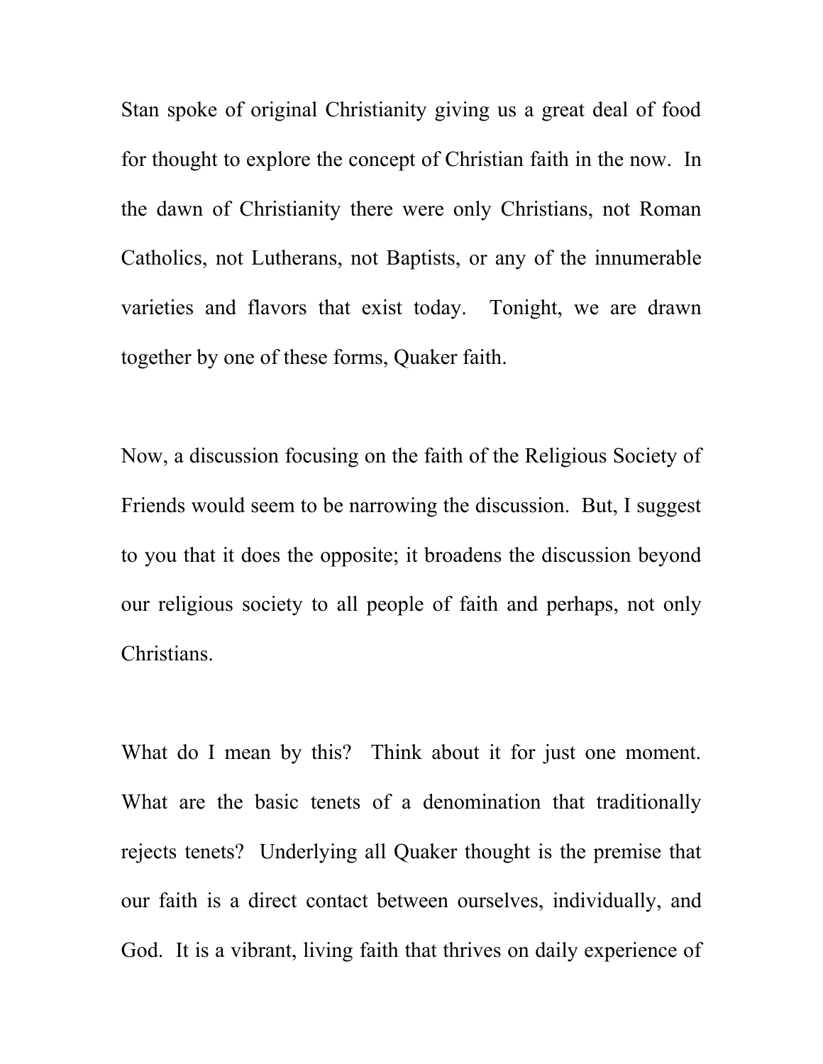Stan spoke of original Christianity giving us a great deal of food for thought to explore the concept of Christian faith in the now. In the dawn of Christianity there were only Christians, not Roman Catholics, not Lutherans, not Baptists, or any of the innumerable varieties and flavors that exist today. Tonight, we are drawn together by one of these forms, Quaker faith.

Now, a discussion focusing on the faith of the Religious Society of Friends would seem to be narrowing the discussion. But, I suggest to you that it does the opposite; it broadens the discussion beyond our religious society to all people of faith and perhaps, not only Christians.

What do I mean by this? Think about it for just one moment. What are the basic tenets of a denomination that traditionally rejects tenets? Underlying all Quaker thought is the premise that our faith is a direct contact between ourselves, individually, and God. It is a vibrant, living faith that thrives on daily experience of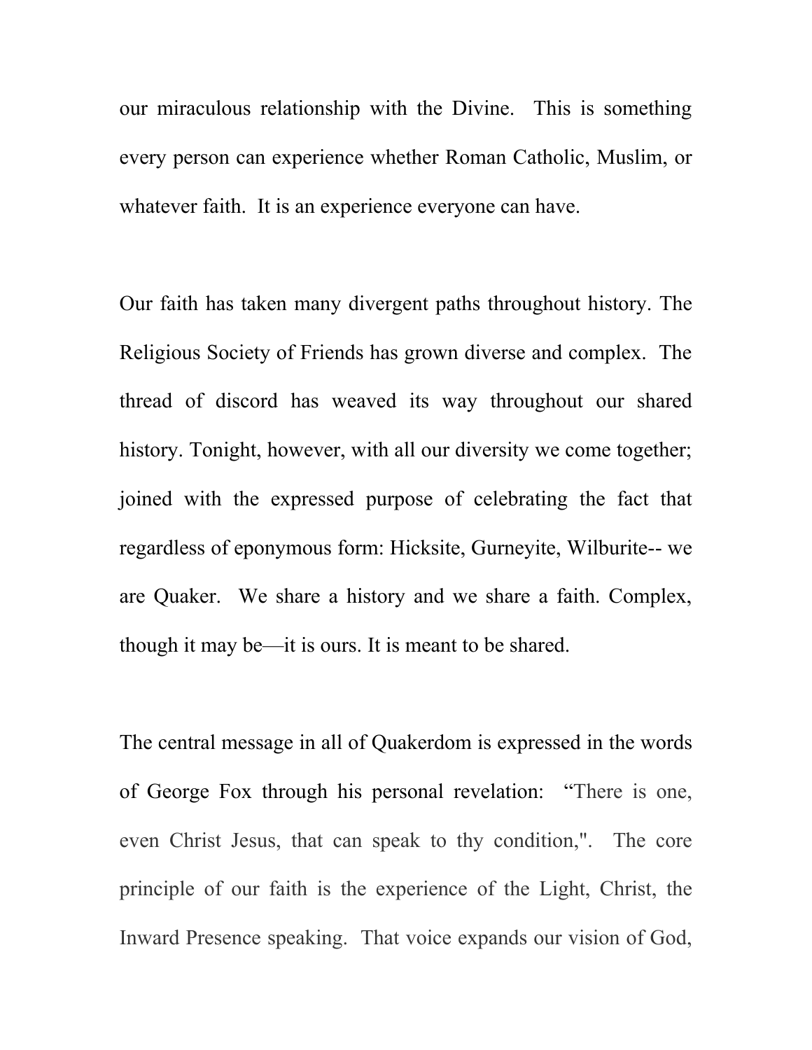our miraculous relationship with the Divine. This is something every person can experience whether Roman Catholic, Muslim, or whatever faith. It is an experience everyone can have.

Our faith has taken many divergent paths throughout history. The Religious Society of Friends has grown diverse and complex. The thread of discord has weaved its way throughout our shared history. Tonight, however, with all our diversity we come together; joined with the expressed purpose of celebrating the fact that regardless of eponymous form: Hicksite, Gurneyite, Wilburite-- we are Quaker. We share a history and we share a faith. Complex, though it may be—it is ours. It is meant to be shared.

The central message in all of Quakerdom is expressed in the words of George Fox through his personal revelation: "There is one, even Christ Jesus, that can speak to thy condition,". The core principle of our faith is the experience of the Light, Christ, the Inward Presence speaking. That voice expands our vision of God,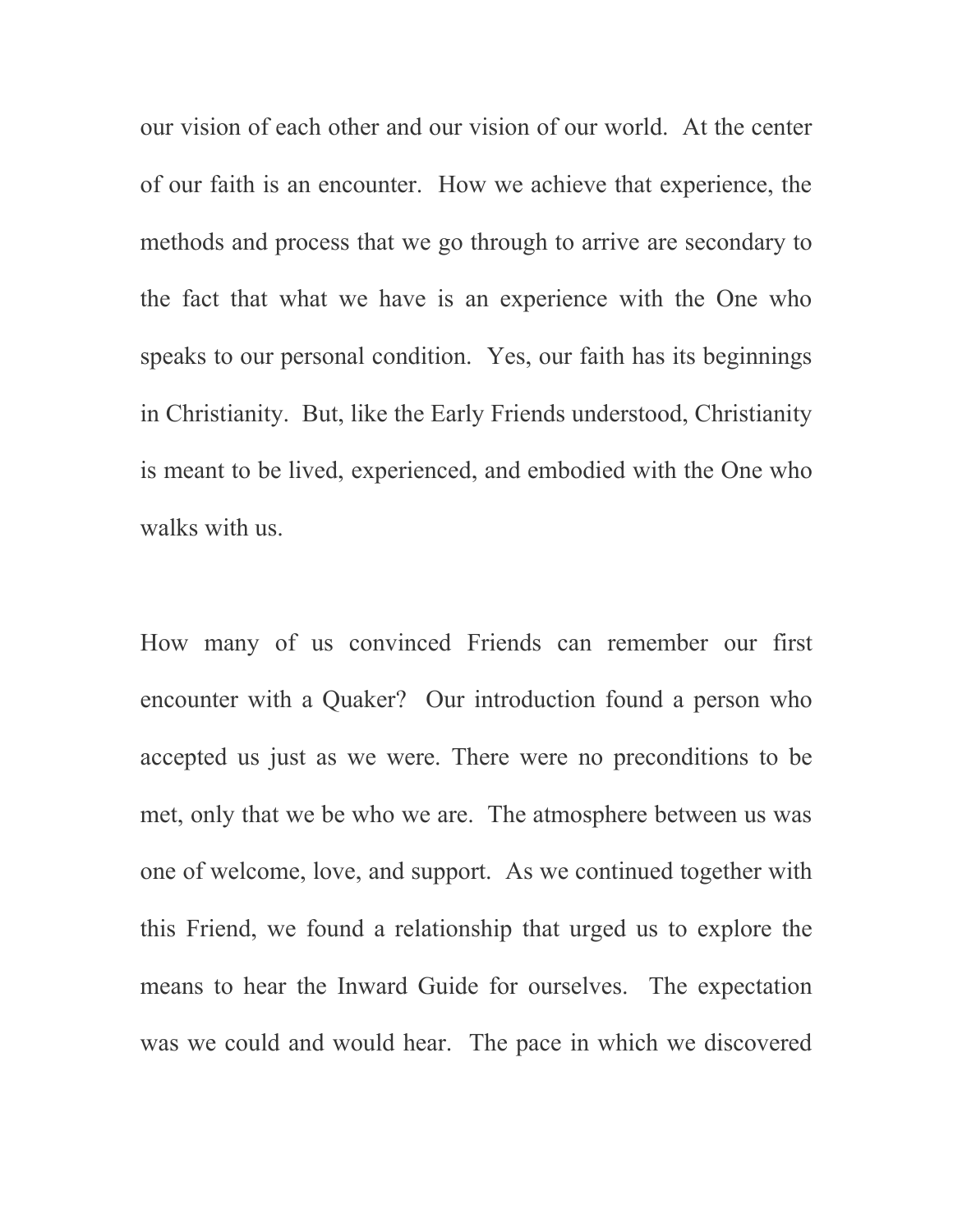our vision of each other and our vision of our world. At the center of our faith is an encounter. How we achieve that experience, the methods and process that we go through to arrive are secondary to the fact that what we have is an experience with the One who speaks to our personal condition. Yes, our faith has its beginnings in Christianity. But, like the Early Friends understood, Christianity is meant to be lived, experienced, and embodied with the One who walks with us.

How many of us convinced Friends can remember our first encounter with a Quaker? Our introduction found a person who accepted us just as we were. There were no preconditions to be met, only that we be who we are. The atmosphere between us was one of welcome, love, and support. As we continued together with this Friend, we found a relationship that urged us to explore the means to hear the Inward Guide for ourselves. The expectation was we could and would hear. The pace in which we discovered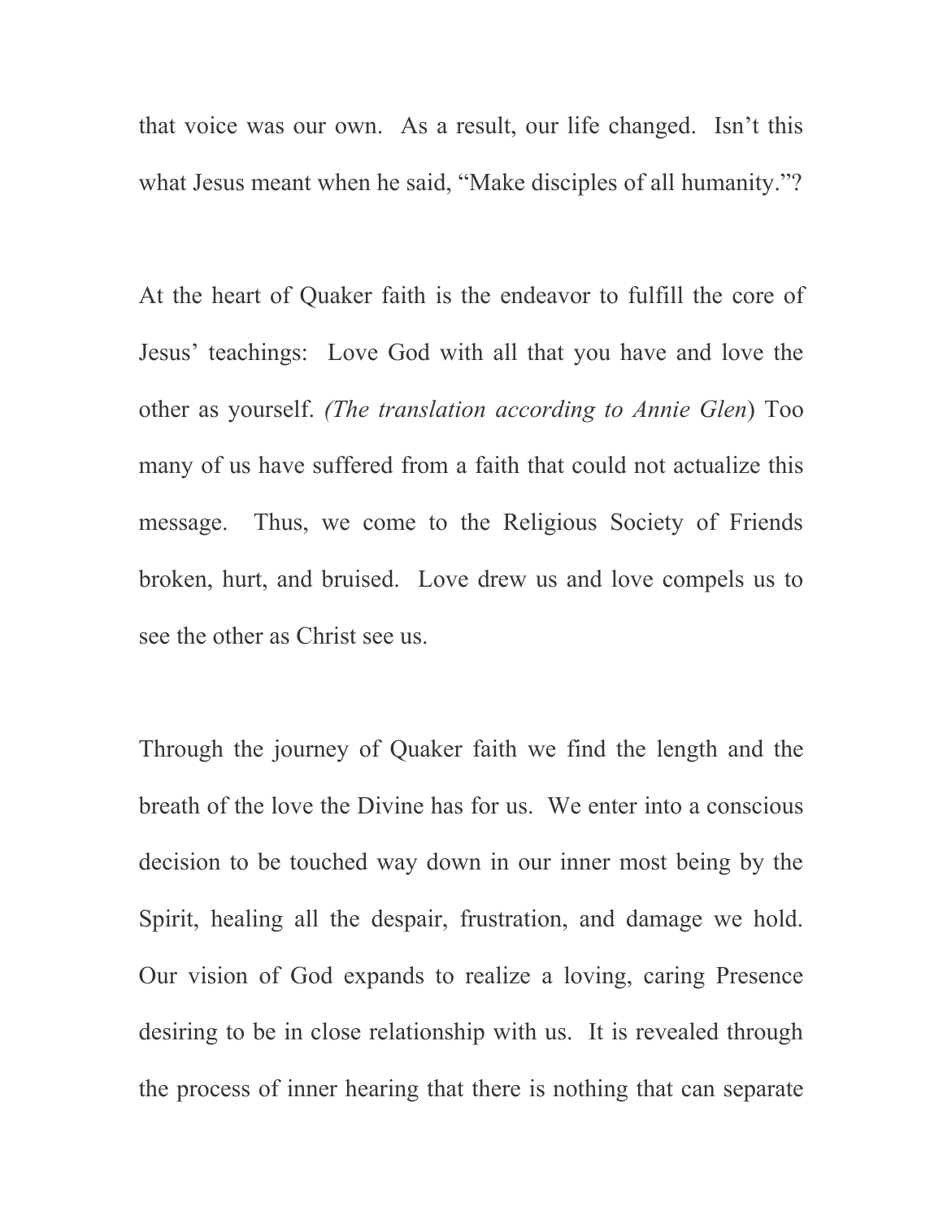that voice was our own. As a result, our life changed. Isn't this what Jesus meant when he said, "Make disciples of all humanity."?

At the heart of Quaker faith is the endeavor to fulfill the core of Jesus' teachings: Love God with all that you have and love the other as yourself. *(The translation according to Annie Glen*) Too many of us have suffered from a faith that could not actualize this message. Thus, we come to the Religious Society of Friends broken, hurt, and bruised. Love drew us and love compels us to see the other as Christ see us.

Through the journey of Quaker faith we find the length and the breath of the love the Divine has for us. We enter into a conscious decision to be touched way down in our inner most being by the Spirit, healing all the despair, frustration, and damage we hold. Our vision of God expands to realize a loving, caring Presence desiring to be in close relationship with us. It is revealed through the process of inner hearing that there is nothing that can separate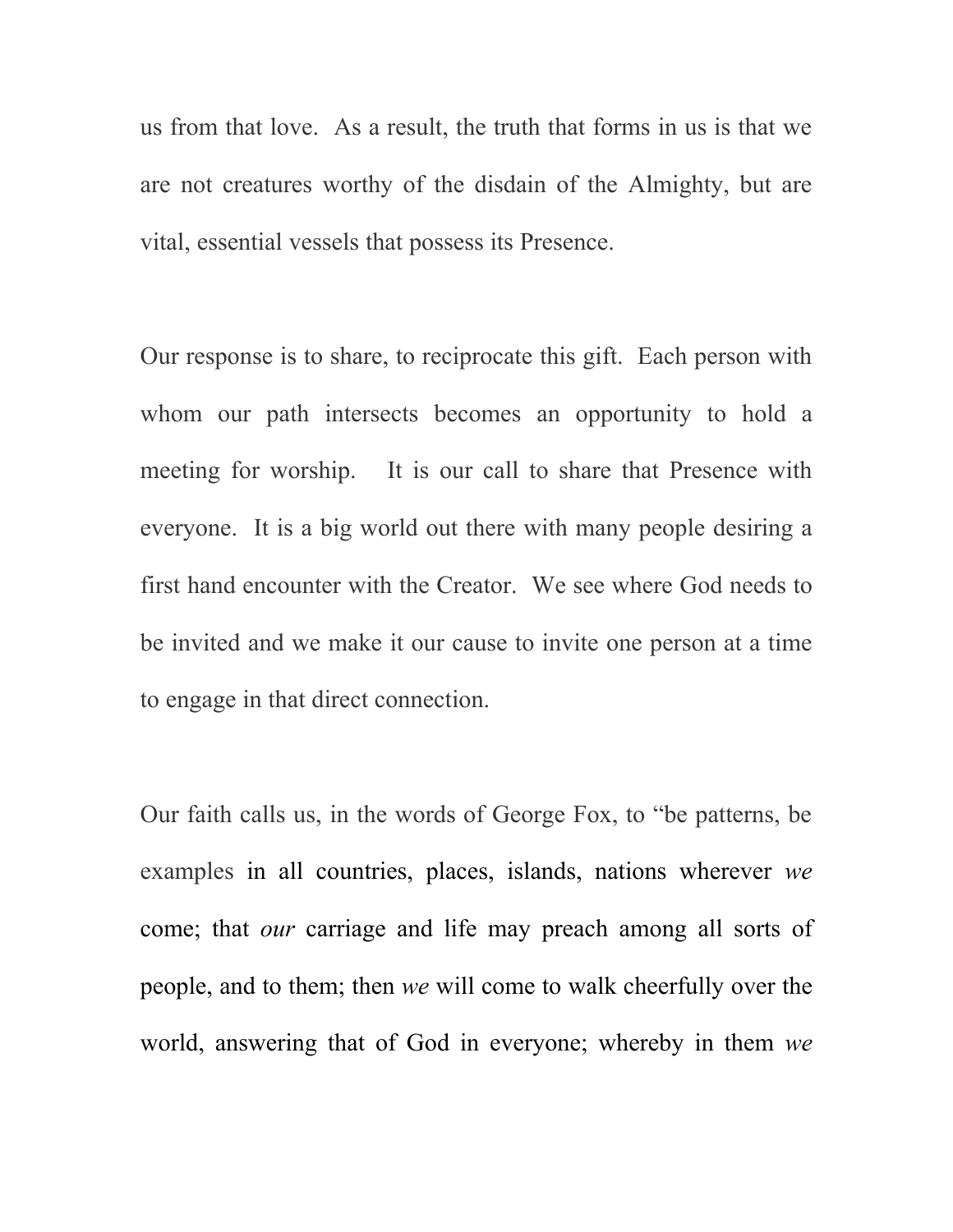us from that love. As a result, the truth that forms in us is that we are not creatures worthy of the disdain of the Almighty, but are vital, essential vessels that possess its Presence.

Our response is to share, to reciprocate this gift. Each person with whom our path intersects becomes an opportunity to hold a meeting for worship. It is our call to share that Presence with everyone. It is a big world out there with many people desiring a first hand encounter with the Creator. We see where God needs to be invited and we make it our cause to invite one person at a time to engage in that direct connection.

Our faith calls us, in the words of George Fox, to "be patterns, be examples in all countries, places, islands, nations wherever *we* come; that *our* carriage and life may preach among all sorts of people, and to them; then *we* will come to walk cheerfully over the world, answering that of God in everyone; whereby in them *we*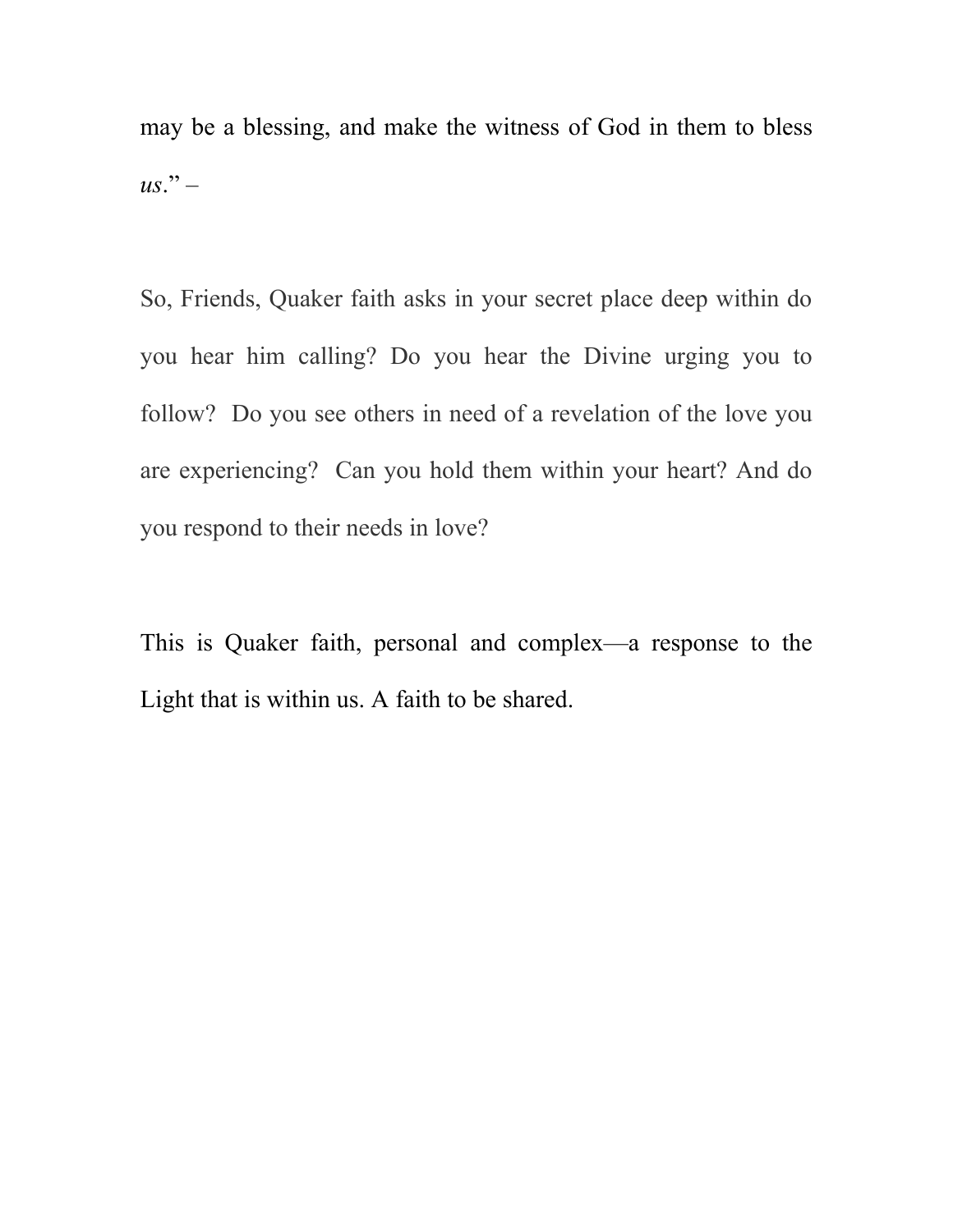may be a blessing, and make the witness of God in them to bless *us*." –

So, Friends, Quaker faith asks in your secret place deep within do you hear him calling? Do you hear the Divine urging you to follow? Do you see others in need of a revelation of the love you are experiencing? Can you hold them within your heart? And do you respond to their needs in love?

This is Quaker faith, personal and complex—a response to the Light that is within us. A faith to be shared.